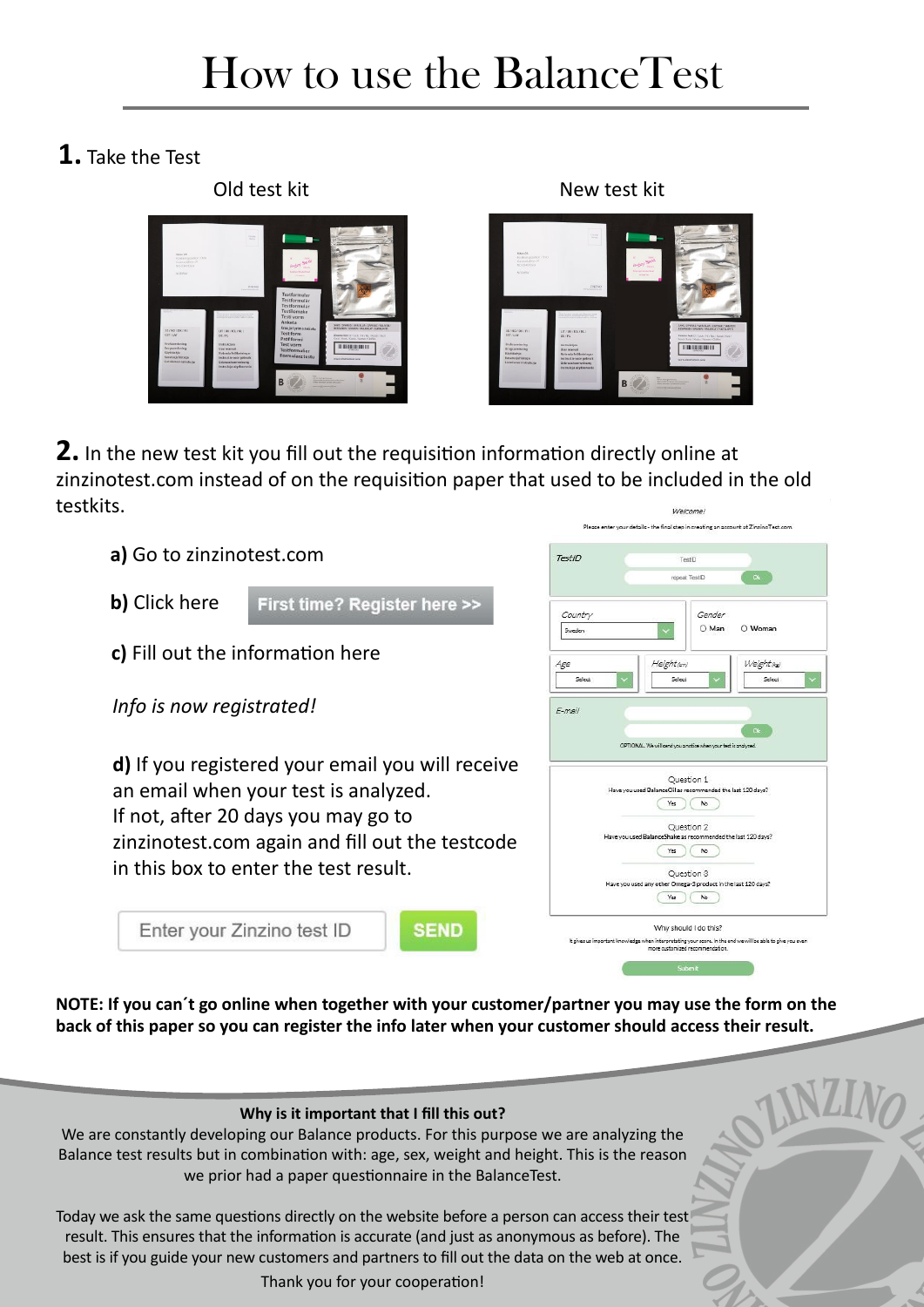# How to use the BalanceTest

**1.** Take the Test

Old test kit

New test kit

**2.** In the new test kit you fill out the requisition information directly online at zinzinotest.com instead of on the requisition paper that used to be included in the old testkits.

**a)** Go to zinzinotest.com

**b)** Click here **First time? Register here >>**

**c)** Fill out the information here

*Info is now registrated!*

**d)** If you registered your email you will receive an email when your test is analyzed. If not, after 20 days you may go to zinzinotest.com again and fill out the testcode in this box to enter the test result.

Enter your Zinzino test ID **SEND**

**NOTE: If you can´t go online when together with your customer/partner you may use the form on the back of this paper so you can register the info later when your customer should access their result.**

**Why is it important that I fill this out?**

We are constantly developing our Balance products. For this purpose we are analyzing the Balance test results but in combination with: age, sex, weight and height. This is the reason we prior had a paper questionnaire in the BalanceTest.

Today we ask the same questions directly on the website before a person can access their test result. This ensures that the information is accurate (and just as anonymous as before). The best is if you guide your new customers and partners to fill out the data on the web at once.

Thank you for your cooperation!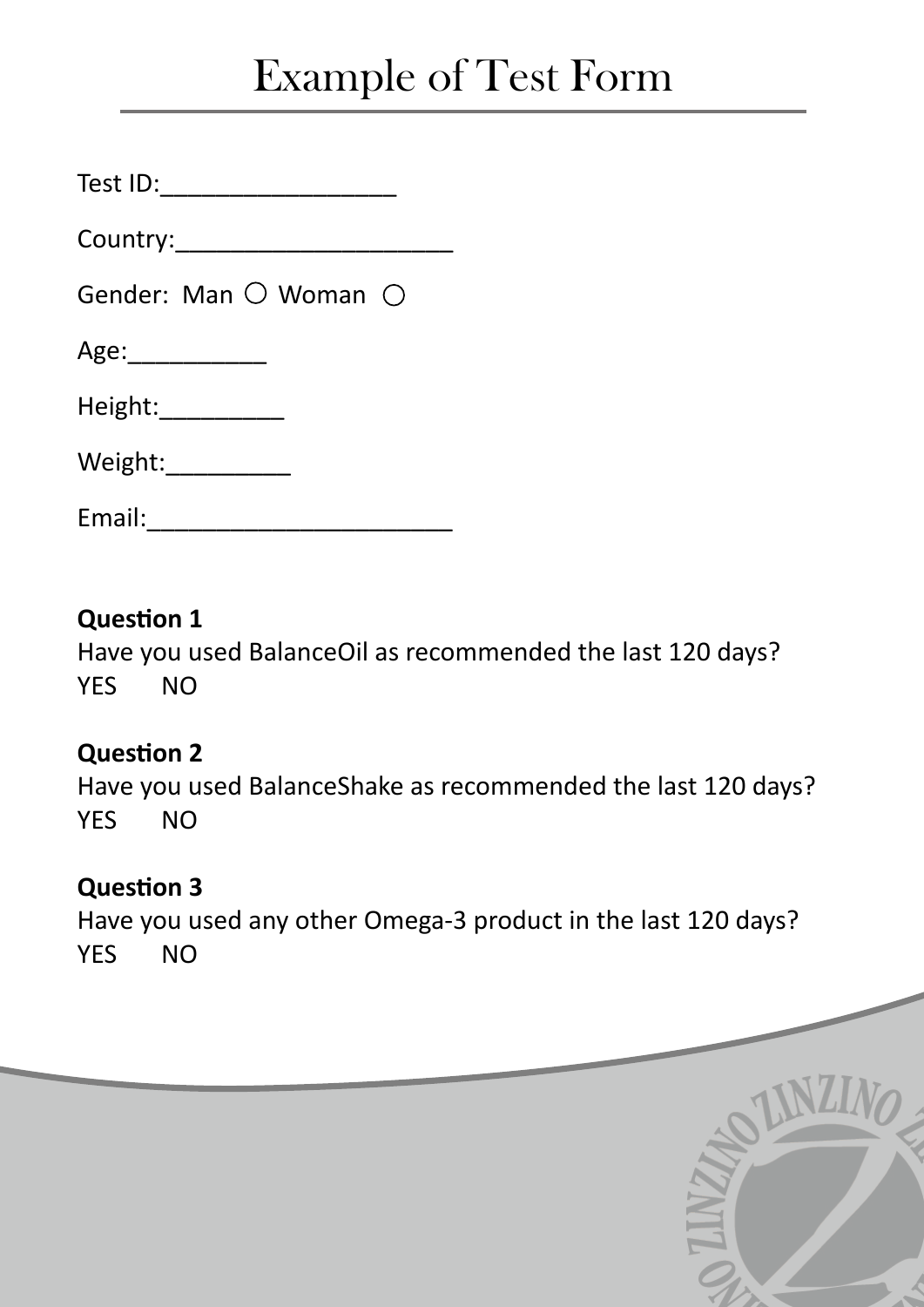# Example of Test Form

Test ID:_________________

Country:____________________

Gender: Man ○ Woman ○

Age:__________

Height:_________

Weight:_________

Email:______________________

**Question 1**
Have you used BalanceOil as recommended the last 120 days?
YES NO

**Question 2**
Have you used BalanceShake as recommended the last 120 days?
YES NO

**Question 3**
Have you used any other Omega-3 product in the last 120 days?
YES NO